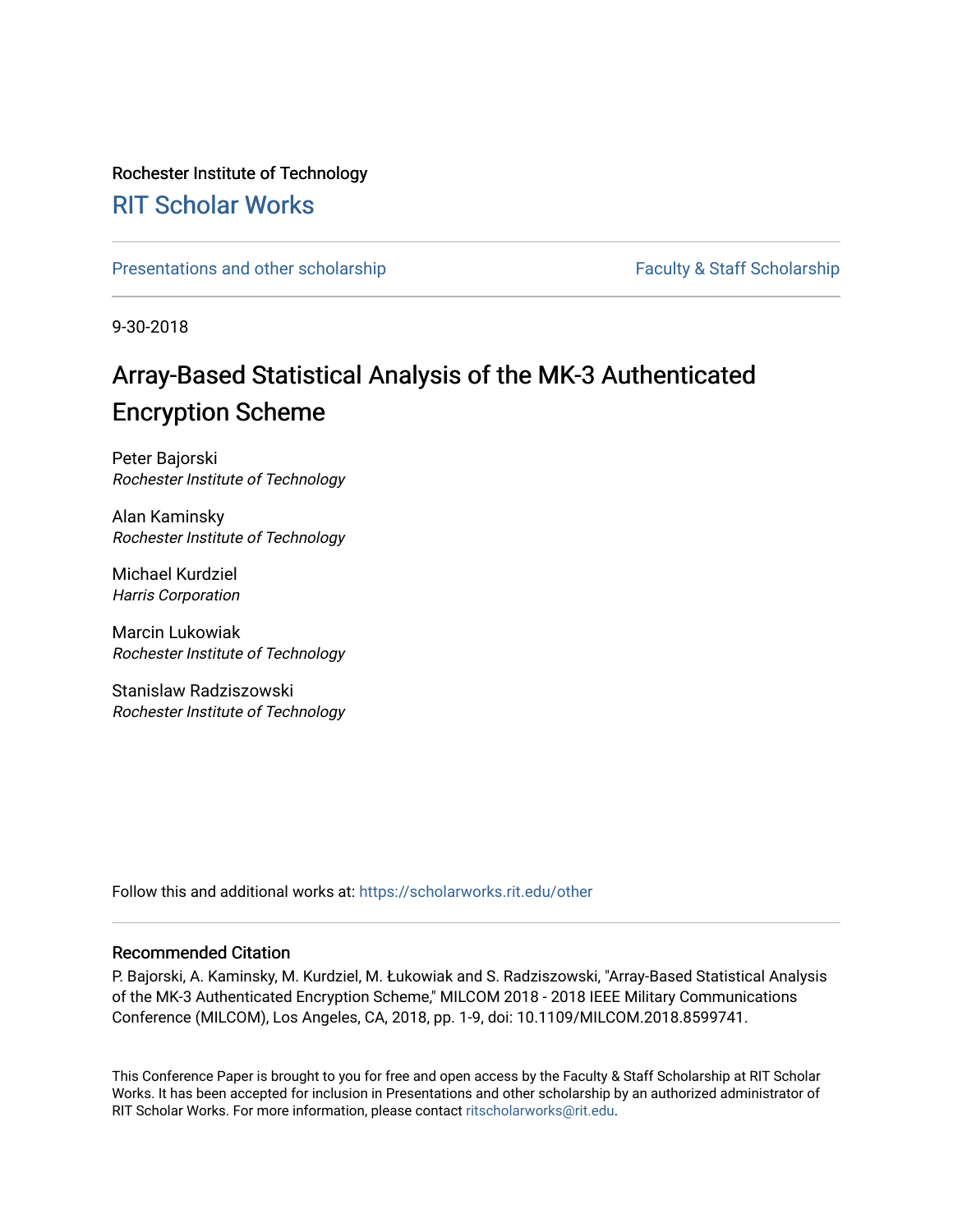Rochester Institute of Technology

# RIT Scholar Works

Presentations and other scholarship | Faculty & Staff Scholarship

9-30-2018

# Array-Based Statistical Analysis of the MK-3 Authenticated Encryption Scheme

Peter Bajorski
*Rochester Institute of Technology*

Alan Kaminsky
*Rochester Institute of Technology*

Michael Kurdziel
*Harris Corporation*

Marcin Lukowiak
*Rochester Institute of Technology*

Stanislaw Radziszowski
*Rochester Institute of Technology*

Follow this and additional works at: https://scholarworks.rit.edu/other

## Recommended Citation

P. Bajorski, A. Kaminsky, M. Kurdziel, M. Łukowiak and S. Radziszowski, "Array-Based Statistical Analysis of the MK-3 Authenticated Encryption Scheme," MILCOM 2018 - 2018 IEEE Military Communications Conference (MILCOM), Los Angeles, CA, 2018, pp. 1-9, doi: 10.1109/MILCOM.2018.8599741.

This Conference Paper is brought to you for free and open access by the Faculty & Staff Scholarship at RIT Scholar Works. It has been accepted for inclusion in Presentations and other scholarship by an authorized administrator of RIT Scholar Works. For more information, please contact ritscholarworks@rit.edu.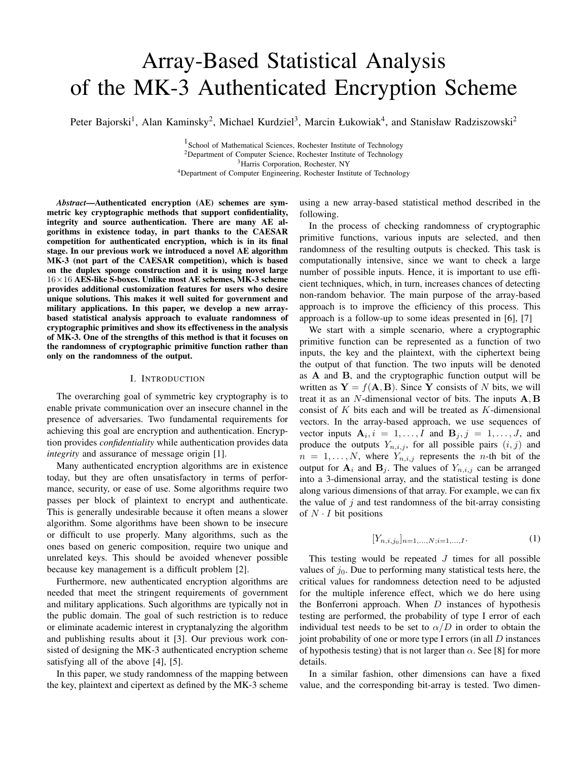# Array-Based Statistical Analysis of the MK-3 Authenticated Encryption Scheme

Peter Bajorski[1], Alan Kaminsky[2], Michael Kurdziel[3], Marcin Łukowiak[4], and Stanisław Radziszowski[2]

[1]School of Mathematical Sciences, Rochester Institute of Technology
[2]Department of Computer Science, Rochester Institute of Technology
[3]Harris Corporation, Rochester, NY
[4]Department of Computer Engineering, Rochester Institute of Technology

***Abstract*—Authenticated encryption (AE) schemes are symmetric key cryptographic methods that support confidentiality, integrity and source authentication. There are many AE algorithms in existence today, in part thanks to the CAESAR competition for authenticated encryption, which is in its final stage. In our previous work we introduced a novel AE algorithm MK-3 (not part of the CAESAR competition), which is based on the duplex sponge construction and it is using novel large $16 \times 16$ AES-like S-boxes. Unlike most AE schemes, MK-3 scheme provides additional customization features for users who desire unique solutions. This makes it well suited for government and military applications. In this paper, we develop a new array-based statistical analysis approach to evaluate randomness of cryptographic primitives and show its effectiveness in the analysis of MK-3. One of the strengths of this method is that it focuses on the randomness of cryptographic primitive function rather than only on the randomness of the output.**

## I. Introduction

The overarching goal of symmetric key cryptography is to enable private communication over an insecure channel in the presence of adversaries. Two fundamental requirements for achieving this goal are encryption and authentication. Encryption provides *confidentiality* while authentication provides data *integrity* and assurance of message origin [1].

Many authenticated encryption algorithms are in existence today, but they are often unsatisfactory in terms of performance, security, or ease of use. Some algorithms require two passes per block of plaintext to encrypt and authenticate. This is generally undesirable because it often means a slower algorithm. Some algorithms have been shown to be insecure or difficult to use properly. Many algorithms, such as the ones based on generic composition, require two unique and unrelated keys. This should be avoided whenever possible because key management is a difficult problem [2].

Furthermore, new authenticated encryption algorithms are needed that meet the stringent requirements of government and military applications. Such algorithms are typically not in the public domain. The goal of such restriction is to reduce or eliminate academic interest in cryptanalyzing the algorithm and publishing results about it [3]. Our previous work consisted of designing the MK-3 authenticated encryption scheme satisfying all of the above [4], [5].

In this paper, we study randomness of the mapping between the key, plaintext and cipertext as defined by the MK-3 scheme using a new array-based statistical method described in the following.

In the process of checking randomness of cryptographic primitive functions, various inputs are selected, and then randomness of the resulting outputs is checked. This task is computationally intensive, since we want to check a large number of possible inputs. Hence, it is important to use efficient techniques, which, in turn, increases chances of detecting non-random behavior. The main purpose of the array-based approach is to improve the efficiency of this process. This approach is a follow-up to some ideas presented in [6], [7]

We start with a simple scenario, where a cryptographic primitive function can be represented as a function of two inputs, the key and the plaintext, with the ciphertext being the output of that function. The two inputs will be denoted as $\mathbf{A}$ and $\mathbf{B}$, and the cryptographic function output will be written as $\mathbf{Y} = f(\mathbf{A}, \mathbf{B})$. Since $\mathbf{Y}$ consists of $N$ bits, we will treat it as an $N$-dimensional vector of bits. The inputs $\mathbf{A}, \mathbf{B}$ consist of $K$ bits each and will be treated as $K$-dimensional vectors. In the array-based approach, we use sequences of vector inputs $\mathbf{A}_i, i = 1, \ldots, I$ and $\mathbf{B}_j, j = 1, \ldots, J$, and produce the outputs $Y_{n,i,j}$, for all possible pairs $(i, j)$ and $n = 1, \ldots, N$, where $Y_{n,i,j}$ represents the $n$-th bit of the output for $\mathbf{A}_i$ and $\mathbf{B}_j$. The values of $Y_{n,i,j}$ can be arranged into a 3-dimensional array, and the statistical testing is done along various dimensions of that array. For example, we can fix the value of $j$ and test randomness of the bit-array consisting of $N \cdot I$ bit positions

$$[Y_{n,i,j_0}]_{n=1,\ldots,N; i=1,\ldots,I}. \tag{1}$$

This testing would be repeated $J$ times for all possible values of $j_0$. Due to performing many statistical tests here, the critical values for randomness detection need to be adjusted for the multiple inference effect, which we do here using the Bonferroni approach. When $D$ instances of hypothesis testing are performed, the probability of type I error of each individual test needs to be set to $\alpha/D$ in order to obtain the joint probability of one or more type I errors (in all $D$ instances of hypothesis testing) that is not larger than $\alpha$. See [8] for more details.

In a similar fashion, other dimensions can have a fixed value, and the corresponding bit-array is tested. Two dimen-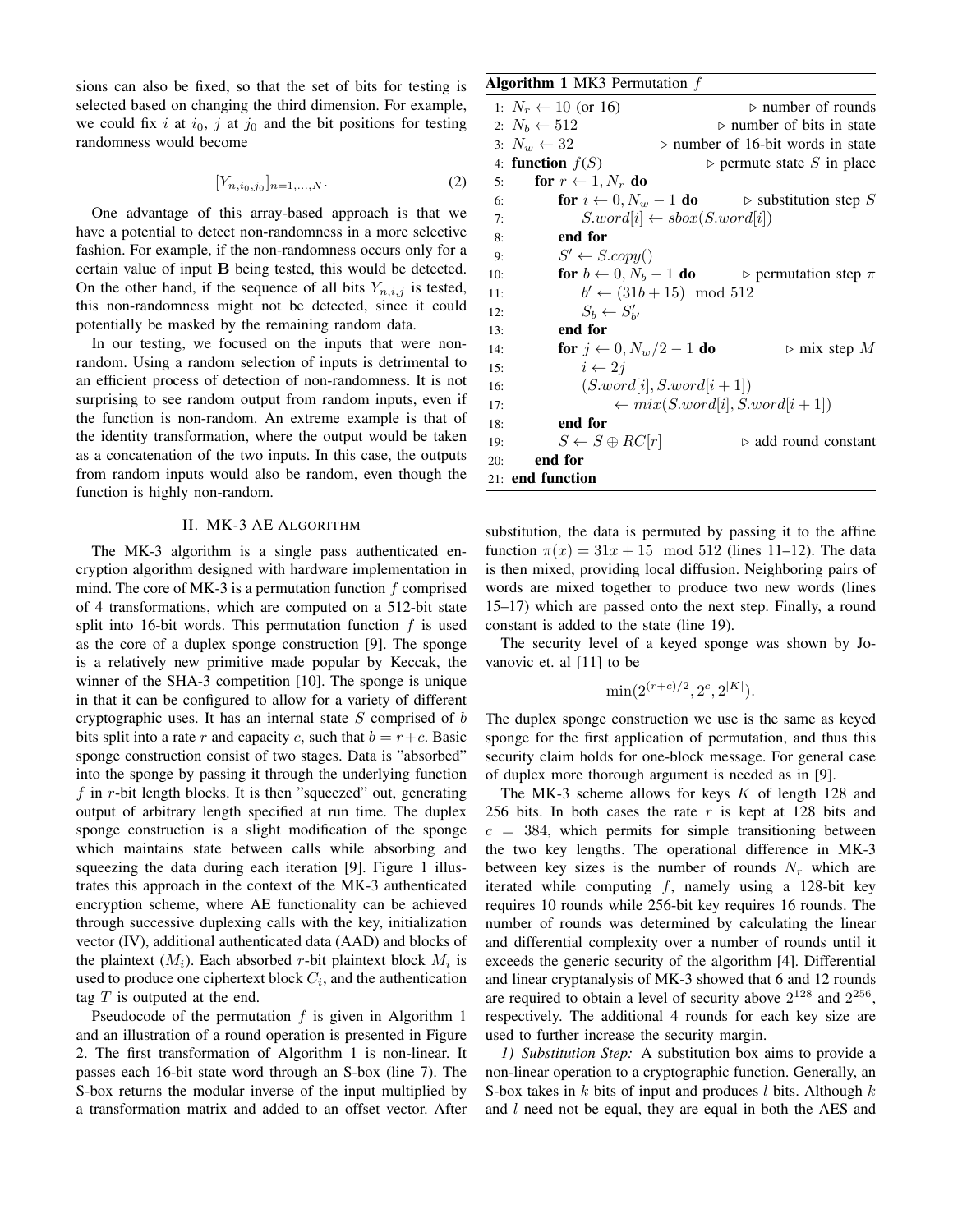sions can also be fixed, so that the set of bits for testing is selected based on changing the third dimension. For example, we could fix $i$ at $i_0$, $j$ at $j_0$ and the bit positions for testing randomness would become

$$[Y_{n,i_0,j_0}]_{n=1,\ldots,N}. \tag{2}$$

One advantage of this array-based approach is that we have a potential to detect non-randomness in a more selective fashion. For example, if the non-randomness occurs only for a certain value of input $\mathbf{B}$ being tested, this would be detected. On the other hand, if the sequence of all bits $Y_{n,i,j}$ is tested, this non-randomness might not be detected, since it could potentially be masked by the remaining random data.

In our testing, we focused on the inputs that were non-random. Using a random selection of inputs is detrimental to an efficient process of detection of non-randomness. It is not surprising to see random output from random inputs, even if the function is non-random. An extreme example is that of the identity transformation, where the output would be taken as a concatenation of the two inputs. In this case, the outputs from random inputs would also be random, even though the function is highly non-random.

## II. MK-3 AE Algorithm

The MK-3 algorithm is a single pass authenticated encryption algorithm designed with hardware implementation in mind. The core of MK-3 is a permutation function $f$ comprised of 4 transformations, which are computed on a 512-bit state split into 16-bit words. This permutation function $f$ is used as the core of a duplex sponge construction [9]. The sponge is a relatively new primitive made popular by Keccak, the winner of the SHA-3 competition [10]. The sponge is unique in that it can be configured to allow for a variety of different cryptographic uses. It has an internal state $S$ comprised of $b$ bits split into a rate $r$ and capacity $c$, such that $b = r + c$. Basic sponge construction consist of two stages. Data is "absorbed" into the sponge by passing it through the underlying function $f$ in $r$-bit length blocks. It is then "squeezed" out, generating output of arbitrary length specified at run time. The duplex sponge construction is a slight modification of the sponge which maintains state between calls while absorbing and squeezing the data during each iteration [9]. Figure 1 illustrates this approach in the context of the MK-3 authenticated encryption scheme, where AE functionality can be achieved through successive duplexing calls with the key, initialization vector (IV), additional authenticated data (AAD) and blocks of the plaintext ($M_i$). Each absorbed $r$-bit plaintext block $M_i$ is used to produce one ciphertext block $C_i$, and the authentication tag $T$ is outputed at the end.

Pseudocode of the permutation $f$ is given in Algorithm 1 and an illustration of a round operation is presented in Figure 2. The first transformation of Algorithm 1 is non-linear. It passes each 16-bit state word through an S-box (line 7). The S-box returns the modular inverse of the input multiplied by a transformation matrix and added to an offset vector. After

**Algorithm 1** MK3 Permutation $f$

```
 1: N_r ← 10 (or 16)                          ▷ number of rounds
 2: N_b ← 512                                 ▷ number of bits in state
 3: N_w ← 32                                  ▷ number of 16-bit words in state
 4: function f(S)                             ▷ permute state S in place
 5:     for r ← 1, N_r do
 6:         for i ← 0, N_w − 1 do             ▷ substitution step S
 7:             S.word[i] ← sbox(S.word[i])
 8:         end for
 9:         S′ ← S.copy()
10:         for b ← 0, N_b − 1 do             ▷ permutation step π
11:             b′ ← (31b + 15) mod 512
12:             S_b ← S′_b′
13:         end for
14:         for j ← 0, N_w/2 − 1 do           ▷ mix step M
15:             i ← 2j
16:             (S.word[i], S.word[i + 1])
17:                 ← mix(S.word[i], S.word[i + 1])
18:         end for
19:         S ← S ⊕ RC[r]                     ▷ add round constant
20:     end for
21: end function
```

substitution, the data is permuted by passing it to the affine function $\pi(x) = 31x + 15 \mod 512$ (lines 11–12). The data is then mixed, providing local diffusion. Neighboring pairs of words are mixed together to produce two new words (lines 15–17) which are passed onto the next step. Finally, a round constant is added to the state (line 19).

The security level of a keyed sponge was shown by Jovanovic et. al [11] to be

$$\min(2^{(r+c)/2}, 2^c, 2^{|K|}).$$

The duplex sponge construction we use is the same as keyed sponge for the first application of permutation, and thus this security claim holds for one-block message. For general case of duplex more thorough argument is needed as in [9].

The MK-3 scheme allows for keys $K$ of length 128 and 256 bits. In both cases the rate $r$ is kept at 128 bits and $c = 384$, which permits for simple transitioning between the two key lengths. The operational difference in MK-3 between key sizes is the number of rounds $N_r$ which are iterated while computing $f$, namely using a 128-bit key requires 10 rounds while 256-bit key requires 16 rounds. The number of rounds was determined by calculating the linear and differential complexity over a number of rounds until it exceeds the generic security of the algorithm [4]. Differential and linear cryptanalysis of MK-3 showed that 6 and 12 rounds are required to obtain a level of security above $2^{128}$ and $2^{256}$, respectively. The additional 4 rounds for each key size are used to further increase the security margin.

*1) Substitution Step:* A substitution box aims to provide a non-linear operation to a cryptographic function. Generally, an S-box takes in $k$ bits of input and produces $l$ bits. Although $k$ and $l$ need not be equal, they are equal in both the AES and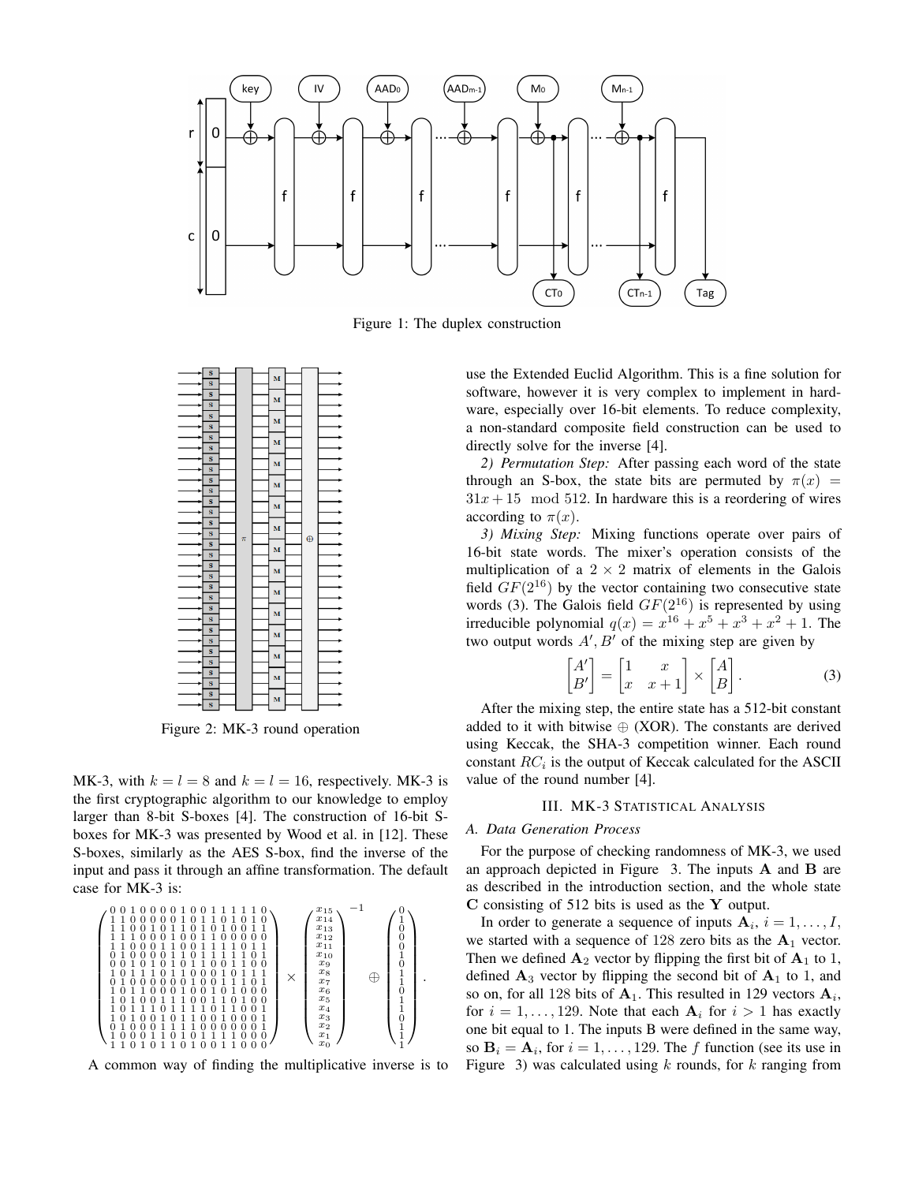Figure 1: The duplex construction

Figure 2: MK-3 round operation

MK-3, with $k = l = 8$ and $k = l = 16$, respectively. MK-3 is the first cryptographic algorithm to our knowledge to employ larger than 8-bit S-boxes [4]. The construction of 16-bit S-boxes for MK-3 was presented by Wood et al. in [12]. These S-boxes, similarly as the AES S-box, find the inverse of the input and pass it through an affine transformation. The default case for MK-3 is:

$$
\begin{pmatrix}
0&0&1&0&0&0&0&1&0&0&1&1&1&1&1&0\\
1&1&0&0&0&0&0&1&0&1&1&0&1&0&1&0\\
1&1&0&0&1&0&1&1&0&1&0&1&0&0&1&1\\
1&1&1&0&0&0&1&0&0&1&1&0&0&0&0&0\\
1&1&0&0&0&1&1&0&0&1&1&1&1&0&1&1\\
0&1&0&0&0&0&1&1&0&1&1&1&1&1&0&1\\
0&0&1&0&1&0&1&0&1&1&0&0&1&1&0&0\\
1&0&1&1&1&0&1&1&0&0&0&1&0&1&1&1\\
0&1&0&0&0&0&0&0&1&0&0&1&1&1&0&1\\
1&0&1&1&0&0&0&1&0&0&1&0&1&0&0&0\\
1&0&1&0&0&1&1&1&0&0&1&1&0&1&0&0\\
1&0&1&1&1&0&1&1&1&1&0&1&1&0&0&1\\
1&0&1&0&0&1&0&1&1&0&0&1&0&0&0&1\\
0&1&0&0&0&1&1&1&1&0&0&0&0&0&0&1\\
1&0&0&0&1&1&0&1&0&1&1&1&1&0&0&0\\
1&1&0&1&0&1&1&0&1&0&0&1&1&0&0&0
\end{pmatrix}
\times
\begin{pmatrix}
x_{15}\\ x_{14}\\ x_{13}\\ x_{12}\\ x_{11}\\ x_{10}\\ x_{9}\\ x_{8}\\ x_{7}\\ x_{6}\\ x_{5}\\ x_{4}\\ x_{3}\\ x_{2}\\ x_{1}\\ x_{0}
\end{pmatrix}^{-1}
\oplus
\begin{pmatrix}
0\\1\\0\\0\\0\\1\\0\\1\\1\\0\\1\\1\\0\\1\\1\\1
\end{pmatrix}.
$$

A common way of finding the multiplicative inverse is to use the Extended Euclid Algorithm. This is a fine solution for software, however it is very complex to implement in hardware, especially over 16-bit elements. To reduce complexity, a non-standard composite field construction can be used to directly solve for the inverse [4].

*2) Permutation Step:* After passing each word of the state through an S-box, the state bits are permuted by $\pi(x) = 31x + 15 \mod 512$. In hardware this is a reordering of wires according to $\pi(x)$.

*3) Mixing Step:* Mixing functions operate over pairs of 16-bit state words. The mixer's operation consists of the multiplication of a $2 \times 2$ matrix of elements in the Galois field $GF(2^{16})$ by the vector containing two consecutive state words (3). The Galois field $GF(2^{16})$ is represented by using irreducible polynomial $q(x) = x^{16} + x^5 + x^3 + x^2 + 1$. The two output words $A', B'$ of the mixing step are given by

$$
\begin{bmatrix} A' \\ B' \end{bmatrix} = \begin{bmatrix} 1 & x \\ x & x+1 \end{bmatrix} \times \begin{bmatrix} A \\ B \end{bmatrix}. \tag{3}
$$

After the mixing step, the entire state has a 512-bit constant added to it with bitwise $\oplus$ (XOR). The constants are derived using Keccak, the SHA-3 competition winner. Each round constant $RC_i$ is the output of Keccak calculated for the ASCII value of the round number [4].

## III. MK-3 Statistical Analysis

### A. Data Generation Process

For the purpose of checking randomness of MK-3, we used an approach depicted in Figure 3. The inputs $\mathbf{A}$ and $\mathbf{B}$ are as described in the introduction section, and the whole state $\mathbf{C}$ consisting of 512 bits is used as the $\mathbf{Y}$ output.

In order to generate a sequence of inputs $\mathbf{A}_i$, $i = 1, \ldots, I$, we started with a sequence of 128 zero bits as the $\mathbf{A}_1$ vector. Then we defined $\mathbf{A}_2$ vector by flipping the first bit of $\mathbf{A}_1$ to 1, defined $\mathbf{A}_3$ vector by flipping the second bit of $\mathbf{A}_1$ to 1, and so on, for all 128 bits of $\mathbf{A}_1$. This resulted in 129 vectors $\mathbf{A}_i$, for $i = 1, \ldots, 129$. Note that each $\mathbf{A}_i$ for $i > 1$ has exactly one bit equal to 1. The inputs B were defined in the same way, so $\mathbf{B}_i = \mathbf{A}_i$, for $i = 1, \ldots, 129$. The $f$ function (see its use in Figure 3) was calculated using $k$ rounds, for $k$ ranging from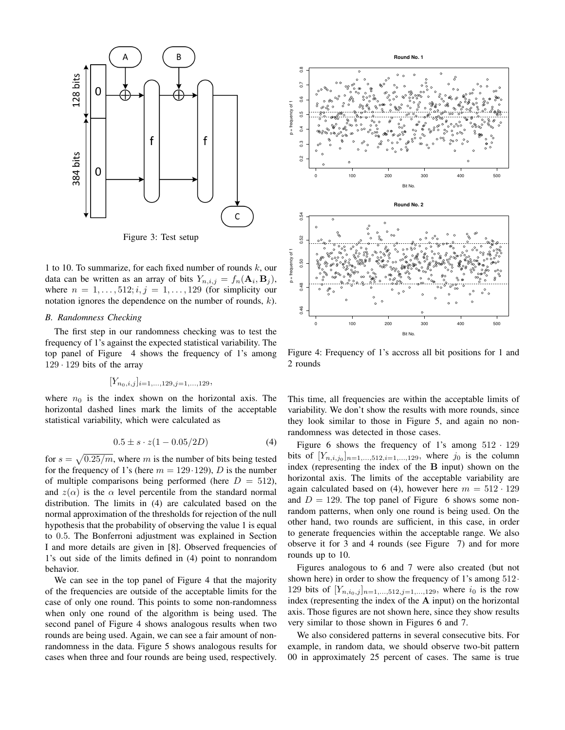Figure 3: Test setup

1 to 10. To summarize, for each fixed number of rounds $k$, our data can be written as an array of bits $Y_{n,i,j} = f_n(\mathbf{A}_i, \mathbf{B}_j)$, where $n = 1, \ldots, 512; i, j = 1, \ldots, 129$ (for simplicity our notation ignores the dependence on the number of rounds, $k$).

### *B. Randomness Checking*

The first step in our randomness checking was to test the frequency of 1's against the expected statistical variability. The top panel of Figure 4 shows the frequency of 1's among $129 \cdot 129$ bits of the array

$$[Y_{n_0,i,j}]_{i=1,\ldots,129,j=1,\ldots,129},$$

where $n_0$ is the index shown on the horizontal axis. The horizontal dashed lines mark the limits of the acceptable statistical variability, which were calculated as

$$0.5 \pm s \cdot z(1 - 0.05/2D) \tag{4}$$

for $s = \sqrt{0.25/m}$, where $m$ is the number of bits being tested for the frequency of 1's (here $m = 129 \cdot 129$), $D$ is the number of multiple comparisons being performed (here $D = 512$), and $z(\alpha)$ is the $\alpha$ level percentile from the standard normal distribution. The limits in (4) are calculated based on the normal approximation of the thresholds for rejection of the null hypothesis that the probability of observing the value 1 is equal to 0.5. The Bonferroni adjustment was explained in Section I and more details are given in [8]. Observed frequencies of 1's out side of the limits defined in (4) point to nonrandom behavior.

We can see in the top panel of Figure 4 that the majority of the frequencies are outside of the acceptable limits for the case of only one round. This points to some non-randomness when only one round of the algorithm is being used. The second panel of Figure 4 shows analogous results when two rounds are being used. Again, we can see a fair amount of non-randomness in the data. Figure 5 shows analogous results for cases when three and four rounds are being used, respectively.

Figure 4: Frequency of 1's accross all bit positions for 1 and 2 rounds

This time, all frequencies are within the acceptable limits of variability. We don't show the results with more rounds, since they look similar to those in Figure 5, and again no non-randomness was detected in those cases.

Figure 6 shows the frequency of 1's among $512 \cdot 129$ bits of $[Y_{n,i,j_0}]_{n=1,\ldots,512,i=1,\ldots,129}$, where $j_0$ is the column index (representing the index of the $\mathbf{B}$ input) shown on the horizontal axis. The limits of the acceptable variability are again calculated based on (4), however here $m = 512 \cdot 129$ and $D = 129$. The top panel of Figure 6 shows some non-random patterns, when only one round is being used. On the other hand, two rounds are sufficient, in this case, in order to generate frequencies within the acceptable range. We also observe it for 3 and 4 rounds (see Figure 7) and for more rounds up to 10.

Figures analogous to 6 and 7 were also created (but not shown here) in order to show the frequency of 1's among $512 \cdot 129$ bits of $[Y_{n,i_0,j}]_{n=1,\ldots,512,j=1,\ldots,129}$, where $i_0$ is the row index (representing the index of the $\mathbf{A}$ input) on the horizontal axis. Those figures are not shown here, since they show results very similar to those shown in Figures 6 and 7.

We also considered patterns in several consecutive bits. For example, in random data, we should observe two-bit pattern 00 in approximately 25 percent of cases. The same is true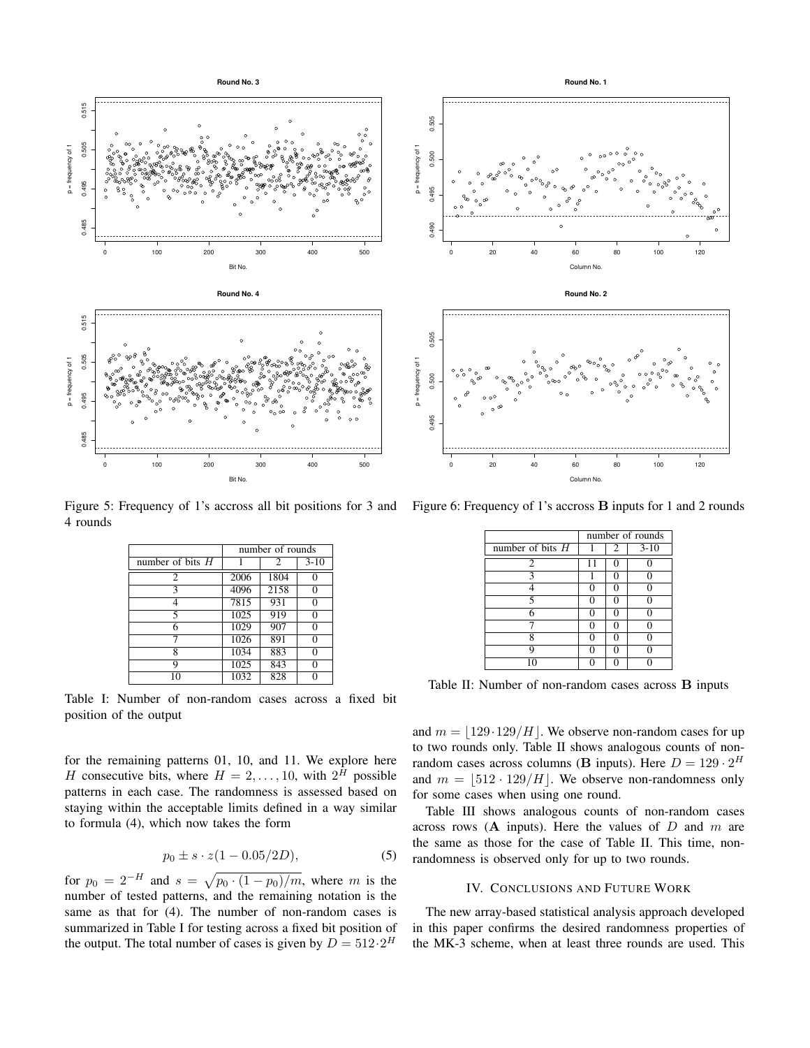Figure 5: Frequency of 1's accross all bit positions for 3 and 4 rounds

Figure 6: Frequency of 1's accross **B** inputs for 1 and 2 rounds

| | number of rounds | | |
|---|---|---|---|
| number of bits $H$ | 1 | 2 | 3-10 |
| 2 | 2006 | 1804 | 0 |
| 3 | 4096 | 2158 | 0 |
| 4 | 7815 | 931 | 0 |
| 5 | 1025 | 919 | 0 |
| 6 | 1029 | 907 | 0 |
| 7 | 1026 | 891 | 0 |
| 8 | 1034 | 883 | 0 |
| 9 | 1025 | 843 | 0 |
| 10 | 1032 | 828 | 0 |

Table I: Number of non-random cases across a fixed bit position of the output

for the remaining patterns 01, 10, and 11. We explore here $H$ consecutive bits, where $H = 2, \ldots, 10$, with $2^H$ possible patterns in each case. The randomness is assessed based on staying within the acceptable limits defined in a way similar to formula (4), which now takes the form

$$p_0 \pm s \cdot z(1 - 0.05/2D), \tag{5}$$

for $p_0 = 2^{-H}$ and $s = \sqrt{p_0 \cdot (1 - p_0)/m}$, where $m$ is the number of tested patterns, and the remaining notation is the same as that for (4). The number of non-random cases is summarized in Table I for testing across a fixed bit position of the output. The total number of cases is given by $D = 512 \cdot 2^H$ and $m = \lfloor 129 \cdot 129/H \rfloor$. We observe non-random cases for up to two rounds only. Table II shows analogous counts of non-random cases across columns (**B** inputs). Here $D = 129 \cdot 2^H$ and $m = \lfloor 512 \cdot 129/H \rfloor$. We observe non-randomness only for some cases when using one round.

| | number of rounds | | |
|---|---|---|---|
| number of bits $H$ | 1 | 2 | 3-10 |
| 2 | 11 | 0 | 0 |
| 3 | 1 | 0 | 0 |
| 4 | 0 | 0 | 0 |
| 5 | 0 | 0 | 0 |
| 6 | 0 | 0 | 0 |
| 7 | 0 | 0 | 0 |
| 8 | 0 | 0 | 0 |
| 9 | 0 | 0 | 0 |
| 10 | 0 | 0 | 0 |

Table II: Number of non-random cases across **B** inputs

Table III shows analogous counts of non-random cases across rows (**A** inputs). Here the values of $D$ and $m$ are the same as those for the case of Table II. This time, non-randomness is observed only for up to two rounds.

## IV. Conclusions and Future Work

The new array-based statistical analysis approach developed in this paper confirms the desired randomness properties of the MK-3 scheme, when at least three rounds are used. This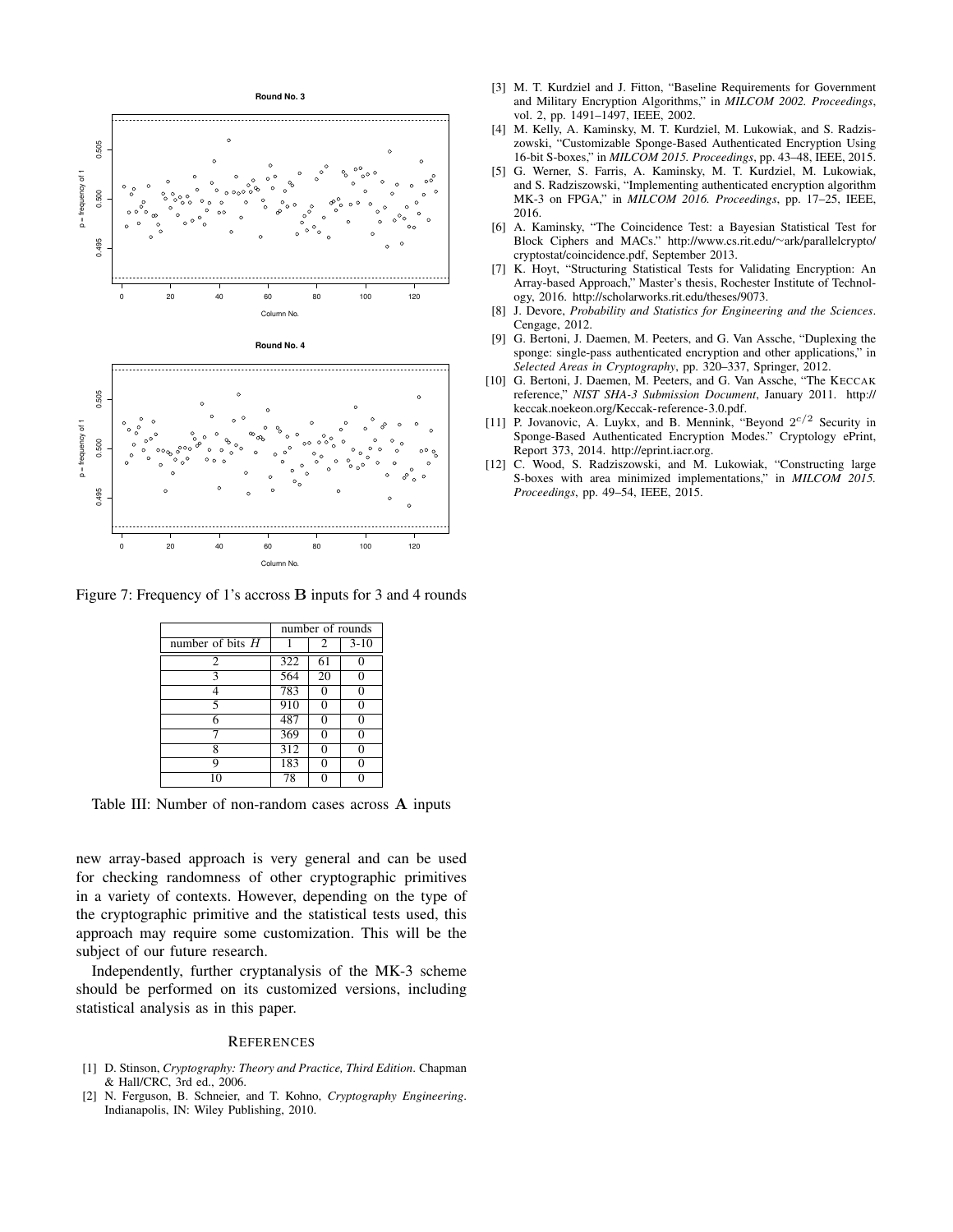Round No. 3

p = frequency of 1

0.495
0.500
0.505

0 20 40 60 80 100 120

Column No.

Round No. 4

p = frequency of 1

0.495
0.500
0.505

0 20 40 60 80 100 120

Column No.

Figure 7: Frequency of 1's accross $\mathbf{B}$ inputs for 3 and 4 rounds

| | number of rounds | | |
|---|---|---|---|
| number of bits $H$ | 1 | 2 | 3-10 |
| 2 | 322 | 61 | 0 |
| 3 | 564 | 20 | 0 |
| 4 | 783 | 0 | 0 |
| 5 | 910 | 0 | 0 |
| 6 | 487 | 0 | 0 |
| 7 | 369 | 0 | 0 |
| 8 | 312 | 0 | 0 |
| 9 | 183 | 0 | 0 |
| 10 | 78 | 0 | 0 |

Table III: Number of non-random cases across $\mathbf{A}$ inputs

new array-based approach is very general and can be used for checking randomness of other cryptographic primitives in a variety of contexts. However, depending on the type of the cryptographic primitive and the statistical tests used, this approach may require some customization. This will be the subject of our future research.

Independently, further cryptanalysis of the MK-3 scheme should be performed on its customized versions, including statistical analysis as in this paper.

## References

[1] D. Stinson, *Cryptography: Theory and Practice, Third Edition*. Chapman & Hall/CRC, 3rd ed., 2006.

[2] N. Ferguson, B. Schneier, and T. Kohno, *Cryptography Engineering*. Indianapolis, IN: Wiley Publishing, 2010.

[3] M. T. Kurdziel and J. Fitton, "Baseline Requirements for Government and Military Encryption Algorithms," in *MILCOM 2002. Proceedings*, vol. 2, pp. 1491–1497, IEEE, 2002.

[4] M. Kelly, A. Kaminsky, M. T. Kurdziel, M. Lukowiak, and S. Radziszowski, "Customizable Sponge-Based Authenticated Encryption Using 16-bit S-boxes," in *MILCOM 2015. Proceedings*, pp. 43–48, IEEE, 2015.

[5] G. Werner, S. Farris, A. Kaminsky, M. T. Kurdziel, M. Lukowiak, and S. Radziszowski, "Implementing authenticated encryption algorithm MK-3 on FPGA," in *MILCOM 2016. Proceedings*, pp. 17–25, IEEE, 2016.

[6] A. Kaminsky, "The Coincidence Test: a Bayesian Statistical Test for Block Ciphers and MACs." http://www.cs.rit.edu/~ark/parallelcrypto/cryptostat/coincidence.pdf, September 2013.

[7] K. Hoyt, "Structuring Statistical Tests for Validating Encryption: An Array-based Approach," Master's thesis, Rochester Institute of Technology, 2016. http://scholarworks.rit.edu/theses/9073.

[8] J. Devore, *Probability and Statistics for Engineering and the Sciences*. Cengage, 2012.

[9] G. Bertoni, J. Daemen, M. Peeters, and G. Van Assche, "Duplexing the sponge: single-pass authenticated encryption and other applications," in *Selected Areas in Cryptography*, pp. 320–337, Springer, 2012.

[10] G. Bertoni, J. Daemen, M. Peeters, and G. Van Assche, "The KECCAK reference," *NIST SHA-3 Submission Document*, January 2011. http://keccak.noekeon.org/Keccak-reference-3.0.pdf.

[11] P. Jovanovic, A. Luykx, and B. Mennink, "Beyond $2^{c/2}$ Security in Sponge-Based Authenticated Encryption Modes." Cryptology ePrint, Report 373, 2014. http://eprint.iacr.org.

[12] C. Wood, S. Radziszowski, and M. Lukowiak, "Constructing large S-boxes with area minimized implementations," in *MILCOM 2015. Proceedings*, pp. 49–54, IEEE, 2015.